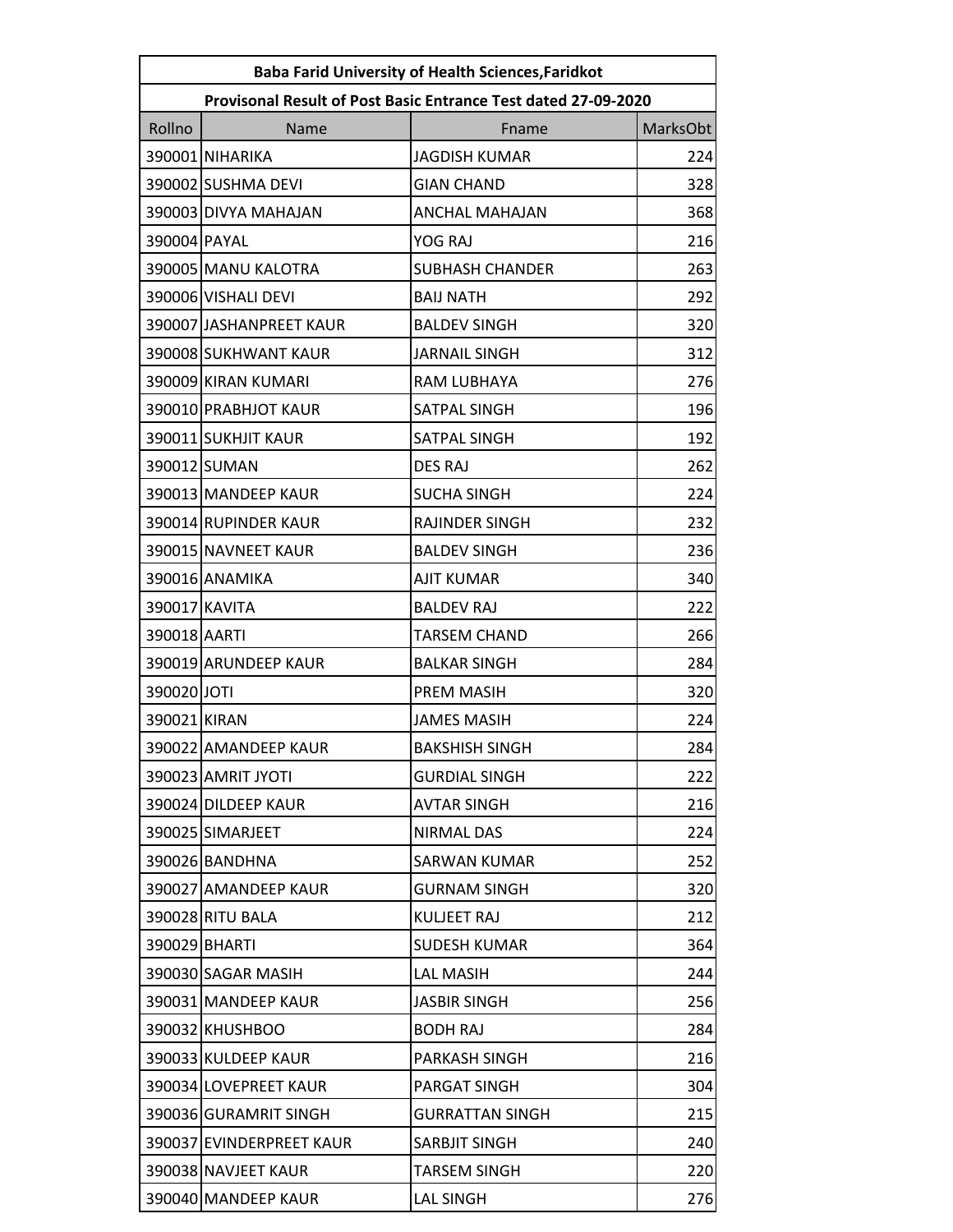| Baba Farid University of Health Sciences,Faridkot | | | |
|---|---|---|---|
| Provisonal Result of Post Basic Entrance Test dated 27-09-2020 | | | |
| Rollno | Name | Fname | MarksObt |
| 390001 | NIHARIKA | JAGDISH KUMAR | 224 |
| 390002 | SUSHMA DEVI | GIAN CHAND | 328 |
| 390003 | DIVYA MAHAJAN | ANCHAL MAHAJAN | 368 |
| 390004 | PAYAL | YOG RAJ | 216 |
| 390005 | MANU KALOTRA | SUBHASH CHANDER | 263 |
| 390006 | VISHALI DEVI | BAIJ NATH | 292 |
| 390007 | JASHANPREET KAUR | BALDEV SINGH | 320 |
| 390008 | SUKHWANT KAUR | JARNAIL SINGH | 312 |
| 390009 | KIRAN KUMARI | RAM LUBHAYA | 276 |
| 390010 | PRABHJOT KAUR | SATPAL SINGH | 196 |
| 390011 | SUKHJIT KAUR | SATPAL SINGH | 192 |
| 390012 | SUMAN | DES RAJ | 262 |
| 390013 | MANDEEP KAUR | SUCHA SINGH | 224 |
| 390014 | RUPINDER KAUR | RAJINDER SINGH | 232 |
| 390015 | NAVNEET KAUR | BALDEV SINGH | 236 |
| 390016 | ANAMIKA | AJIT KUMAR | 340 |
| 390017 | KAVITA | BALDEV RAJ | 222 |
| 390018 | AARTI | TARSEM CHAND | 266 |
| 390019 | ARUNDEEP KAUR | BALKAR SINGH | 284 |
| 390020 | JOTI | PREM MASIH | 320 |
| 390021 | KIRAN | JAMES MASIH | 224 |
| 390022 | AMANDEEP KAUR | BAKSHISH SINGH | 284 |
| 390023 | AMRIT JYOTI | GURDIAL SINGH | 222 |
| 390024 | DILDEEP KAUR | AVTAR SINGH | 216 |
| 390025 | SIMARJEET | NIRMAL DAS | 224 |
| 390026 | BANDHNA | SARWAN KUMAR | 252 |
| 390027 | AMANDEEP KAUR | GURNAM SINGH | 320 |
| 390028 | RITU BALA | KULJEET RAJ | 212 |
| 390029 | BHARTI | SUDESH KUMAR | 364 |
| 390030 | SAGAR MASIH | LAL MASIH | 244 |
| 390031 | MANDEEP KAUR | JASBIR SINGH | 256 |
| 390032 | KHUSHBOO | BODH RAJ | 284 |
| 390033 | KULDEEP KAUR | PARKASH SINGH | 216 |
| 390034 | LOVEPREET KAUR | PARGAT SINGH | 304 |
| 390036 | GURAMRIT SINGH | GURRATTAN SINGH | 215 |
| 390037 | EVINDERPREET KAUR | SARBJIT SINGH | 240 |
| 390038 | NAVJEET KAUR | TARSEM SINGH | 220 |
| 390040 | MANDEEP KAUR | LAL SINGH | 276 |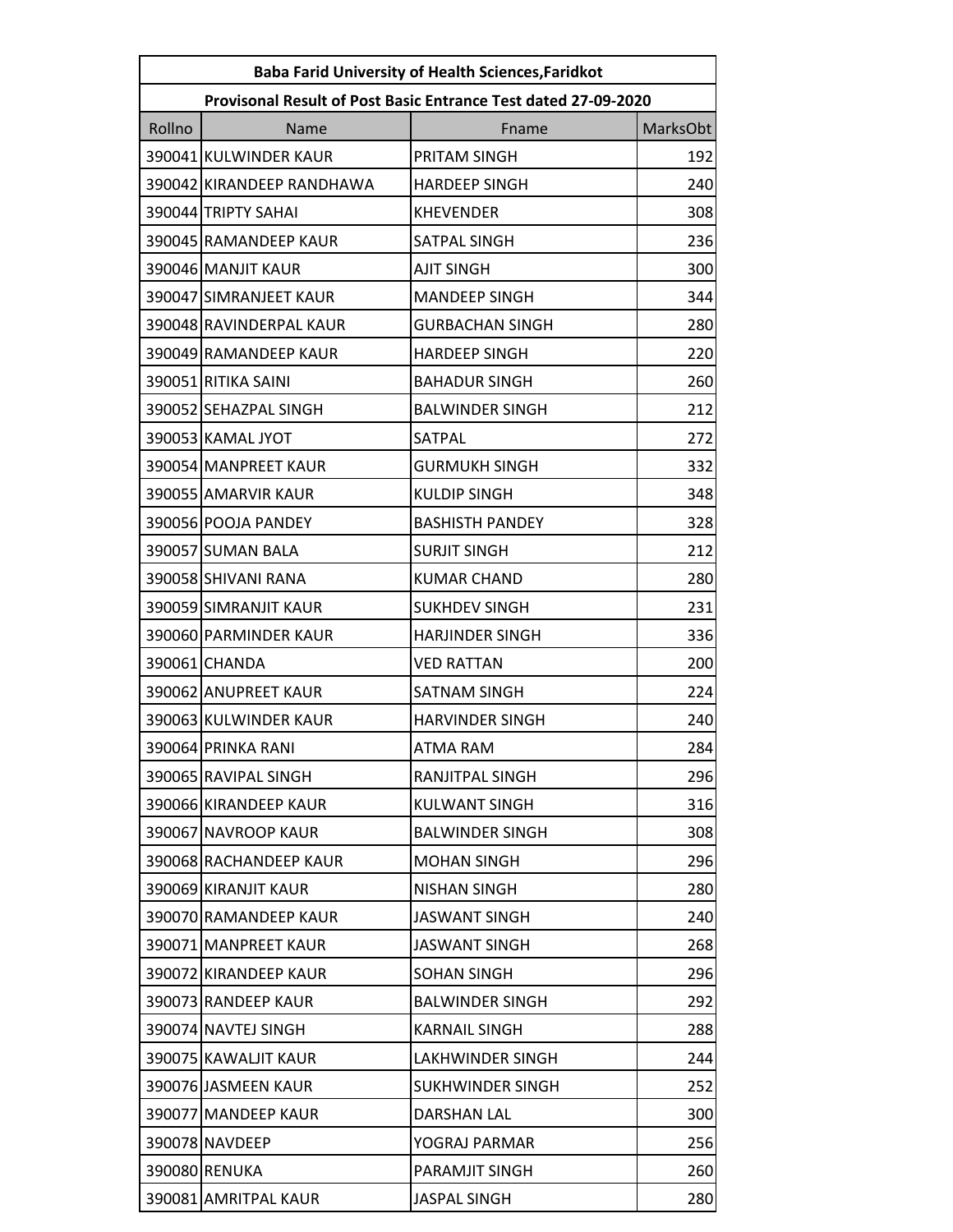| Baba Farid University of Health Sciences,Faridkot | | | |
|---|---|---|---|
| Provisonal Result of Post Basic Entrance Test dated 27-09-2020 | | | |
| Rollno | Name | Fname | MarksObt |
| 390041 | KULWINDER KAUR | PRITAM SINGH | 192 |
| 390042 | KIRANDEEP RANDHAWA | HARDEEP SINGH | 240 |
| 390044 | TRIPTY SAHAI | KHEVENDER | 308 |
| 390045 | RAMANDEEP KAUR | SATPAL SINGH | 236 |
| 390046 | MANJIT KAUR | AJIT SINGH | 300 |
| 390047 | SIMRANJEET KAUR | MANDEEP SINGH | 344 |
| 390048 | RAVINDERPAL KAUR | GURBACHAN SINGH | 280 |
| 390049 | RAMANDEEP KAUR | HARDEEP SINGH | 220 |
| 390051 | RITIKA SAINI | BAHADUR SINGH | 260 |
| 390052 | SEHAZPAL SINGH | BALWINDER SINGH | 212 |
| 390053 | KAMAL JYOT | SATPAL | 272 |
| 390054 | MANPREET KAUR | GURMUKH SINGH | 332 |
| 390055 | AMARVIR KAUR | KULDIP SINGH | 348 |
| 390056 | POOJA PANDEY | BASHISTH PANDEY | 328 |
| 390057 | SUMAN BALA | SURJIT SINGH | 212 |
| 390058 | SHIVANI RANA | KUMAR CHAND | 280 |
| 390059 | SIMRANJIT KAUR | SUKHDEV SINGH | 231 |
| 390060 | PARMINDER KAUR | HARJINDER SINGH | 336 |
| 390061 | CHANDA | VED RATTAN | 200 |
| 390062 | ANUPREET KAUR | SATNAM SINGH | 224 |
| 390063 | KULWINDER KAUR | HARVINDER SINGH | 240 |
| 390064 | PRINKA RANI | ATMA RAM | 284 |
| 390065 | RAVIPAL SINGH | RANJITPAL SINGH | 296 |
| 390066 | KIRANDEEP KAUR | KULWANT SINGH | 316 |
| 390067 | NAVROOP KAUR | BALWINDER SINGH | 308 |
| 390068 | RACHANDEEP KAUR | MOHAN SINGH | 296 |
| 390069 | KIRANJIT KAUR | NISHAN SINGH | 280 |
| 390070 | RAMANDEEP KAUR | JASWANT SINGH | 240 |
| 390071 | MANPREET KAUR | JASWANT SINGH | 268 |
| 390072 | KIRANDEEP KAUR | SOHAN SINGH | 296 |
| 390073 | RANDEEP KAUR | BALWINDER SINGH | 292 |
| 390074 | NAVTEJ SINGH | KARNAIL SINGH | 288 |
| 390075 | KAWALJIT KAUR | LAKHWINDER SINGH | 244 |
| 390076 | JASMEEN KAUR | SUKHWINDER SINGH | 252 |
| 390077 | MANDEEP KAUR | DARSHAN LAL | 300 |
| 390078 | NAVDEEP | YOGRAJ PARMAR | 256 |
| 390080 | RENUKA | PARAMJIT SINGH | 260 |
| 390081 | AMRITPAL KAUR | JASPAL SINGH | 280 |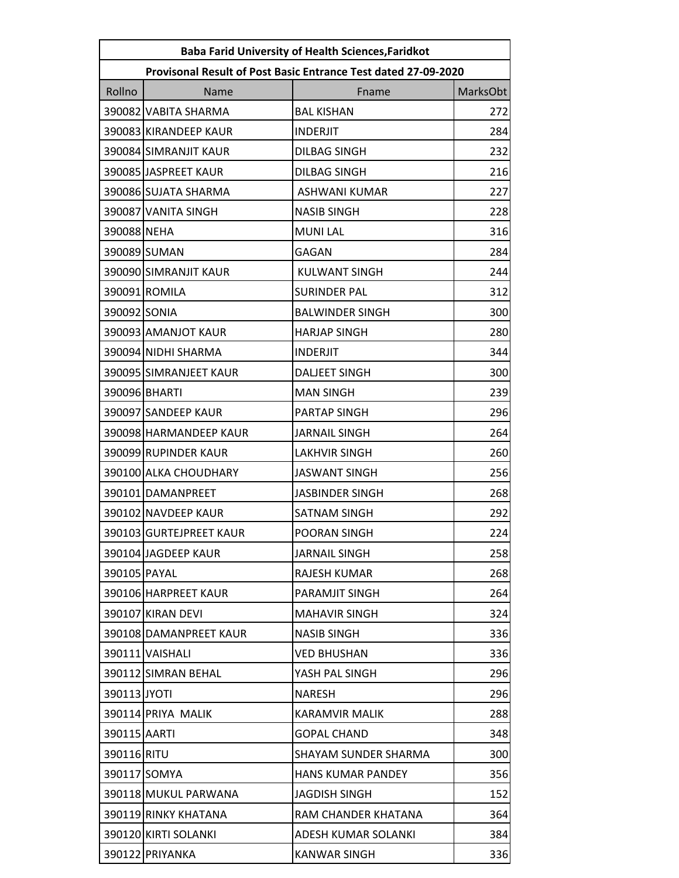| Baba Farid University of Health Sciences,Faridkot | | | |
|---|---|---|---|
| Provisonal Result of Post Basic Entrance Test dated 27-09-2020 | | | |
| Rollno | Name | Fname | MarksObt |
| 390082 | VABITA SHARMA | BAL KISHAN | 272 |
| 390083 | KIRANDEEP KAUR | INDERJIT | 284 |
| 390084 | SIMRANJIT KAUR | DILBAG SINGH | 232 |
| 390085 | JASPREET KAUR | DILBAG SINGH | 216 |
| 390086 | SUJATA SHARMA | ASHWANI KUMAR | 227 |
| 390087 | VANITA SINGH | NASIB SINGH | 228 |
| 390088 | NEHA | MUNI LAL | 316 |
| 390089 | SUMAN | GAGAN | 284 |
| 390090 | SIMRANJIT KAUR | KULWANT SINGH | 244 |
| 390091 | ROMILA | SURINDER PAL | 312 |
| 390092 | SONIA | BALWINDER SINGH | 300 |
| 390093 | AMANJOT KAUR | HARJAP SINGH | 280 |
| 390094 | NIDHI SHARMA | INDERJIT | 344 |
| 390095 | SIMRANJEET KAUR | DALJEET SINGH | 300 |
| 390096 | BHARTI | MAN SINGH | 239 |
| 390097 | SANDEEP KAUR | PARTAP SINGH | 296 |
| 390098 | HARMANDEEP KAUR | JARNAIL SINGH | 264 |
| 390099 | RUPINDER KAUR | LAKHVIR SINGH | 260 |
| 390100 | ALKA CHOUDHARY | JASWANT SINGH | 256 |
| 390101 | DAMANPREET | JASBINDER SINGH | 268 |
| 390102 | NAVDEEP KAUR | SATNAM SINGH | 292 |
| 390103 | GURTEJPREET KAUR | POORAN SINGH | 224 |
| 390104 | JAGDEEP KAUR | JARNAIL SINGH | 258 |
| 390105 | PAYAL | RAJESH KUMAR | 268 |
| 390106 | HARPREET KAUR | PARAMJIT SINGH | 264 |
| 390107 | KIRAN DEVI | MAHAVIR SINGH | 324 |
| 390108 | DAMANPREET KAUR | NASIB SINGH | 336 |
| 390111 | VAISHALI | VED BHUSHAN | 336 |
| 390112 | SIMRAN BEHAL | YASH PAL SINGH | 296 |
| 390113 | JYOTI | NARESH | 296 |
| 390114 | PRIYA MALIK | KARAMVIR MALIK | 288 |
| 390115 | AARTI | GOPAL CHAND | 348 |
| 390116 | RITU | SHAYAM SUNDER SHARMA | 300 |
| 390117 | SOMYA | HANS KUMAR PANDEY | 356 |
| 390118 | MUKUL PARWANA | JAGDISH SINGH | 152 |
| 390119 | RINKY KHATANA | RAM CHANDER KHATANA | 364 |
| 390120 | KIRTI SOLANKI | ADESH KUMAR SOLANKI | 384 |
| 390122 | PRIYANKA | KANWAR SINGH | 336 |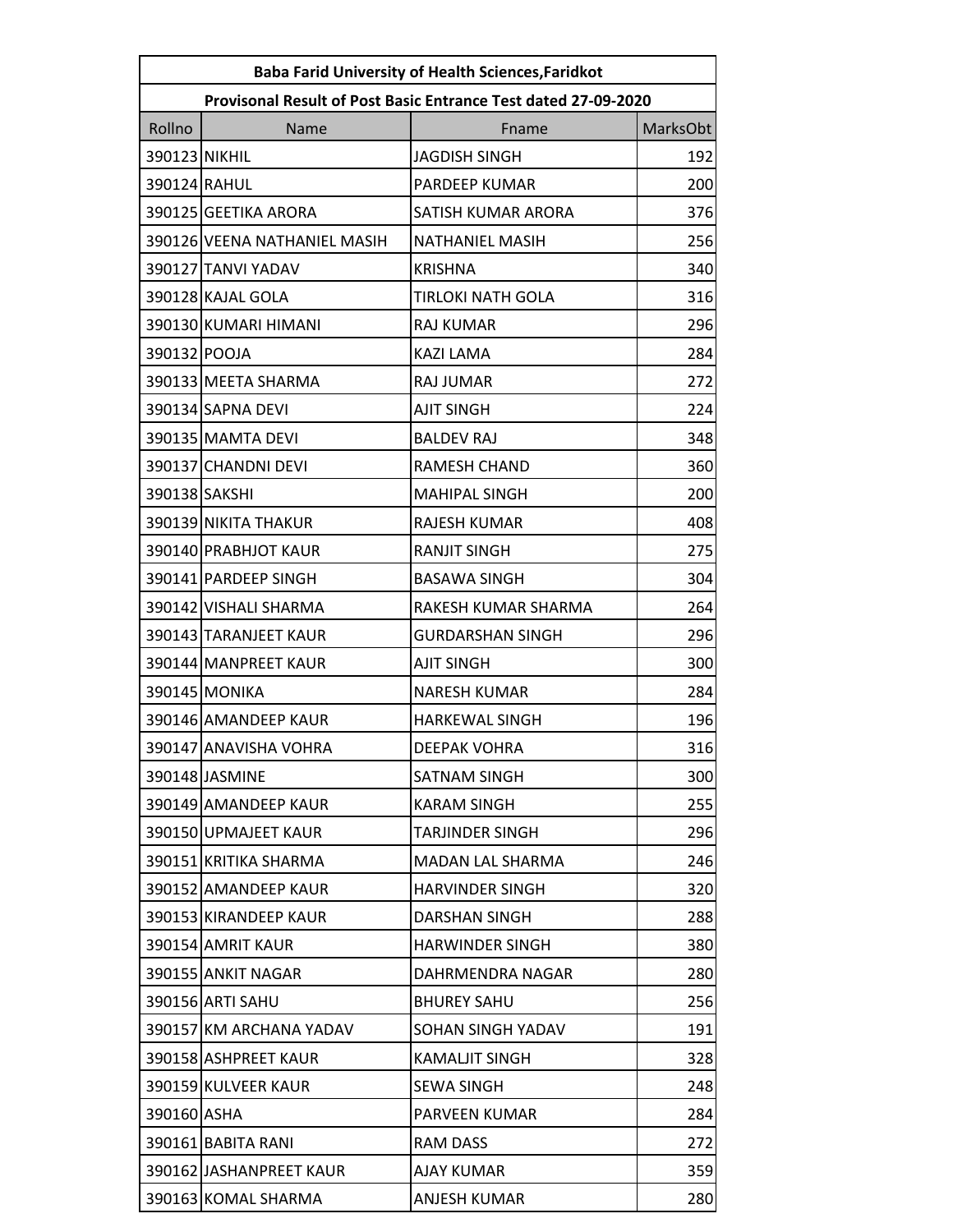| Baba Farid University of Health Sciences,Faridkot | | | |
|---|---|---|---|
| Provisonal Result of Post Basic Entrance Test dated 27-09-2020 | | | |
| Rollno | Name | Fname | MarksObt |
| 390123 | NIKHIL | JAGDISH SINGH | 192 |
| 390124 | RAHUL | PARDEEP KUMAR | 200 |
| 390125 | GEETIKA ARORA | SATISH KUMAR ARORA | 376 |
| 390126 | VEENA NATHANIEL MASIH | NATHANIEL MASIH | 256 |
| 390127 | TANVI YADAV | KRISHNA | 340 |
| 390128 | KAJAL GOLA | TIRLOKI NATH GOLA | 316 |
| 390130 | KUMARI HIMANI | RAJ KUMAR | 296 |
| 390132 | POOJA | KAZI LAMA | 284 |
| 390133 | MEETA SHARMA | RAJ JUMAR | 272 |
| 390134 | SAPNA DEVI | AJIT SINGH | 224 |
| 390135 | MAMTA DEVI | BALDEV RAJ | 348 |
| 390137 | CHANDNI DEVI | RAMESH CHAND | 360 |
| 390138 | SAKSHI | MAHIPAL SINGH | 200 |
| 390139 | NIKITA THAKUR | RAJESH KUMAR | 408 |
| 390140 | PRABHJOT KAUR | RANJIT SINGH | 275 |
| 390141 | PARDEEP SINGH | BASAWA SINGH | 304 |
| 390142 | VISHALI SHARMA | RAKESH KUMAR SHARMA | 264 |
| 390143 | TARANJEET KAUR | GURDARSHAN SINGH | 296 |
| 390144 | MANPREET KAUR | AJIT SINGH | 300 |
| 390145 | MONIKA | NARESH KUMAR | 284 |
| 390146 | AMANDEEP KAUR | HARKEWAL SINGH | 196 |
| 390147 | ANAVISHA VOHRA | DEEPAK VOHRA | 316 |
| 390148 | JASMINE | SATNAM SINGH | 300 |
| 390149 | AMANDEEP KAUR | KARAM SINGH | 255 |
| 390150 | UPMAJEET KAUR | TARJINDER SINGH | 296 |
| 390151 | KRITIKA SHARMA | MADAN LAL SHARMA | 246 |
| 390152 | AMANDEEP KAUR | HARVINDER SINGH | 320 |
| 390153 | KIRANDEEP KAUR | DARSHAN SINGH | 288 |
| 390154 | AMRIT KAUR | HARWINDER SINGH | 380 |
| 390155 | ANKIT NAGAR | DAHRMENDRA NAGAR | 280 |
| 390156 | ARTI SAHU | BHUREY SAHU | 256 |
| 390157 | KM ARCHANA YADAV | SOHAN SINGH YADAV | 191 |
| 390158 | ASHPREET KAUR | KAMALJIT SINGH | 328 |
| 390159 | KULVEER KAUR | SEWA SINGH | 248 |
| 390160 | ASHA | PARVEEN KUMAR | 284 |
| 390161 | BABITA RANI | RAM DASS | 272 |
| 390162 | JASHANPREET KAUR | AJAY KUMAR | 359 |
| 390163 | KOMAL SHARMA | ANJESH KUMAR | 280 |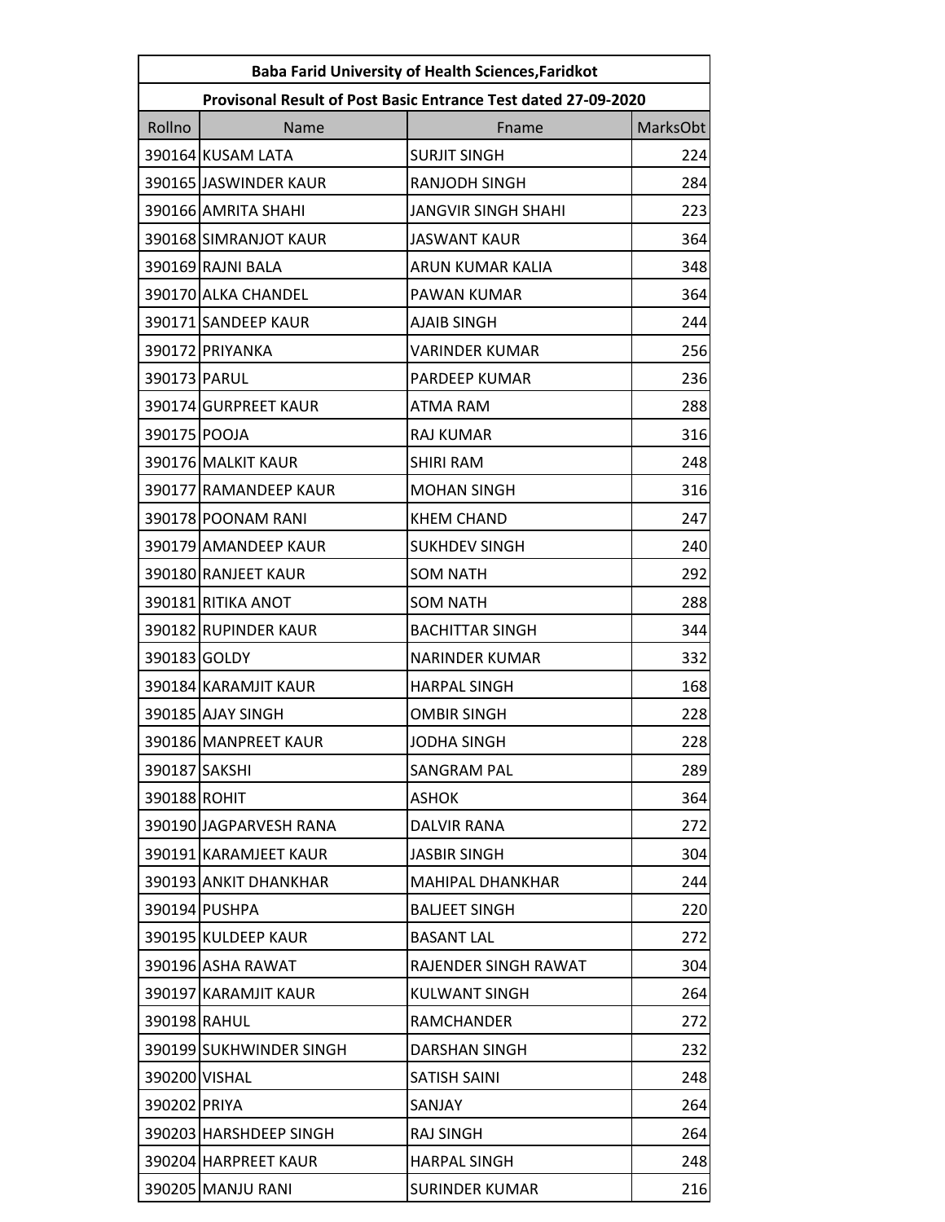| Baba Farid University of Health Sciences,Faridkot | | | |
|---|---|---|---|
| Provisonal Result of Post Basic Entrance Test dated 27-09-2020 | | | |
| Rollno | Name | Fname | MarksObt |
| 390164 | KUSAM LATA | SURJIT SINGH | 224 |
| 390165 | JASWINDER KAUR | RANJODH SINGH | 284 |
| 390166 | AMRITA SHAHI | JANGVIR SINGH SHAHI | 223 |
| 390168 | SIMRANJOT KAUR | JASWANT KAUR | 364 |
| 390169 | RAJNI BALA | ARUN KUMAR KALIA | 348 |
| 390170 | ALKA CHANDEL | PAWAN KUMAR | 364 |
| 390171 | SANDEEP KAUR | AJAIB SINGH | 244 |
| 390172 | PRIYANKA | VARINDER KUMAR | 256 |
| 390173 | PARUL | PARDEEP KUMAR | 236 |
| 390174 | GURPREET KAUR | ATMA RAM | 288 |
| 390175 | POOJA | RAJ KUMAR | 316 |
| 390176 | MALKIT KAUR | SHIRI RAM | 248 |
| 390177 | RAMANDEEP KAUR | MOHAN SINGH | 316 |
| 390178 | POONAM RANI | KHEM CHAND | 247 |
| 390179 | AMANDEEP KAUR | SUKHDEV SINGH | 240 |
| 390180 | RANJEET KAUR | SOM NATH | 292 |
| 390181 | RITIKA ANOT | SOM NATH | 288 |
| 390182 | RUPINDER KAUR | BACHITTAR SINGH | 344 |
| 390183 | GOLDY | NARINDER KUMAR | 332 |
| 390184 | KARAMJIT KAUR | HARPAL SINGH | 168 |
| 390185 | AJAY SINGH | OMBIR SINGH | 228 |
| 390186 | MANPREET KAUR | JODHA SINGH | 228 |
| 390187 | SAKSHI | SANGRAM PAL | 289 |
| 390188 | ROHIT | ASHOK | 364 |
| 390190 | JAGPARVESH RANA | DALVIR RANA | 272 |
| 390191 | KARAMJEET KAUR | JASBIR SINGH | 304 |
| 390193 | ANKIT DHANKHAR | MAHIPAL DHANKHAR | 244 |
| 390194 | PUSHPA | BALJEET SINGH | 220 |
| 390195 | KULDEEP KAUR | BASANT LAL | 272 |
| 390196 | ASHA RAWAT | RAJENDER SINGH RAWAT | 304 |
| 390197 | KARAMJIT KAUR | KULWANT SINGH | 264 |
| 390198 | RAHUL | RAMCHANDER | 272 |
| 390199 | SUKHWINDER SINGH | DARSHAN SINGH | 232 |
| 390200 | VISHAL | SATISH SAINI | 248 |
| 390202 | PRIYA | SANJAY | 264 |
| 390203 | HARSHDEEP SINGH | RAJ SINGH | 264 |
| 390204 | HARPREET KAUR | HARPAL SINGH | 248 |
| 390205 | MANJU RANI | SURINDER KUMAR | 216 |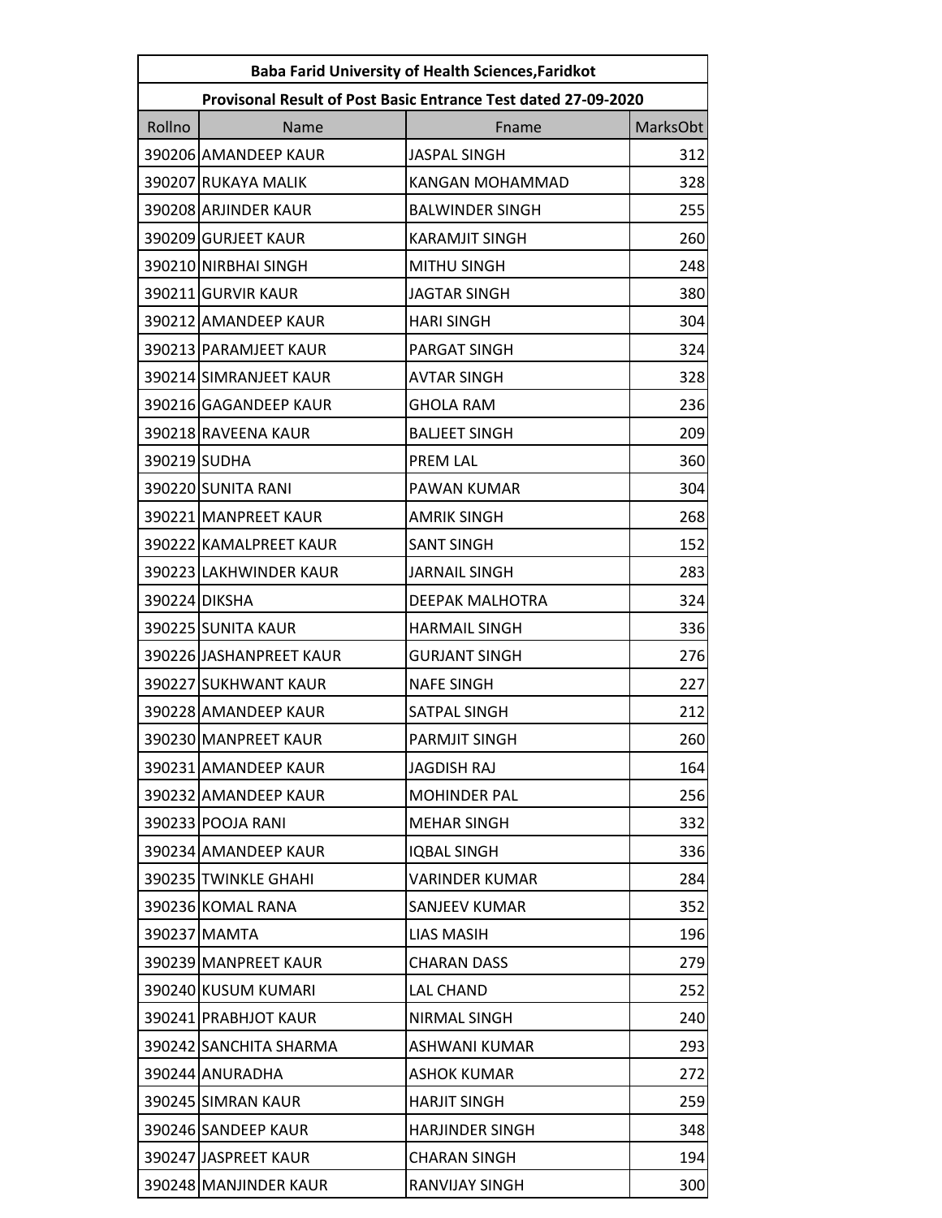| Baba Farid University of Health Sciences,Faridkot | | | |
|---|---|---|---|
| Provisonal Result of Post Basic Entrance Test dated 27-09-2020 | | | |
| Rollno | Name | Fname | MarksObt |
| 390206 | AMANDEEP KAUR | JASPAL SINGH | 312 |
| 390207 | RUKAYA MALIK | KANGAN MOHAMMAD | 328 |
| 390208 | ARJINDER KAUR | BALWINDER SINGH | 255 |
| 390209 | GURJEET KAUR | KARAMJIT SINGH | 260 |
| 390210 | NIRBHAI SINGH | MITHU SINGH | 248 |
| 390211 | GURVIR KAUR | JAGTAR SINGH | 380 |
| 390212 | AMANDEEP KAUR | HARI SINGH | 304 |
| 390213 | PARAMJEET KAUR | PARGAT SINGH | 324 |
| 390214 | SIMRANJEET KAUR | AVTAR SINGH | 328 |
| 390216 | GAGANDEEP KAUR | GHOLA RAM | 236 |
| 390218 | RAVEENA KAUR | BALJEET SINGH | 209 |
| 390219 | SUDHA | PREM LAL | 360 |
| 390220 | SUNITA RANI | PAWAN KUMAR | 304 |
| 390221 | MANPREET KAUR | AMRIK SINGH | 268 |
| 390222 | KAMALPREET KAUR | SANT SINGH | 152 |
| 390223 | LAKHWINDER KAUR | JARNAIL SINGH | 283 |
| 390224 | DIKSHA | DEEPAK MALHOTRA | 324 |
| 390225 | SUNITA KAUR | HARMAIL SINGH | 336 |
| 390226 | JASHANPREET KAUR | GURJANT SINGH | 276 |
| 390227 | SUKHWANT KAUR | NAFE SINGH | 227 |
| 390228 | AMANDEEP KAUR | SATPAL SINGH | 212 |
| 390230 | MANPREET KAUR | PARMJIT SINGH | 260 |
| 390231 | AMANDEEP KAUR | JAGDISH RAJ | 164 |
| 390232 | AMANDEEP KAUR | MOHINDER PAL | 256 |
| 390233 | POOJA RANI | MEHAR SINGH | 332 |
| 390234 | AMANDEEP KAUR | IQBAL SINGH | 336 |
| 390235 | TWINKLE GHAHI | VARINDER KUMAR | 284 |
| 390236 | KOMAL RANA | SANJEEV KUMAR | 352 |
| 390237 | MAMTA | LIAS MASIH | 196 |
| 390239 | MANPREET KAUR | CHARAN DASS | 279 |
| 390240 | KUSUM KUMARI | LAL CHAND | 252 |
| 390241 | PRABHJOT KAUR | NIRMAL SINGH | 240 |
| 390242 | SANCHITA SHARMA | ASHWANI KUMAR | 293 |
| 390244 | ANURADHA | ASHOK KUMAR | 272 |
| 390245 | SIMRAN KAUR | HARJIT SINGH | 259 |
| 390246 | SANDEEP KAUR | HARJINDER SINGH | 348 |
| 390247 | JASPREET KAUR | CHARAN SINGH | 194 |
| 390248 | MANJINDER KAUR | RANVIJAY SINGH | 300 |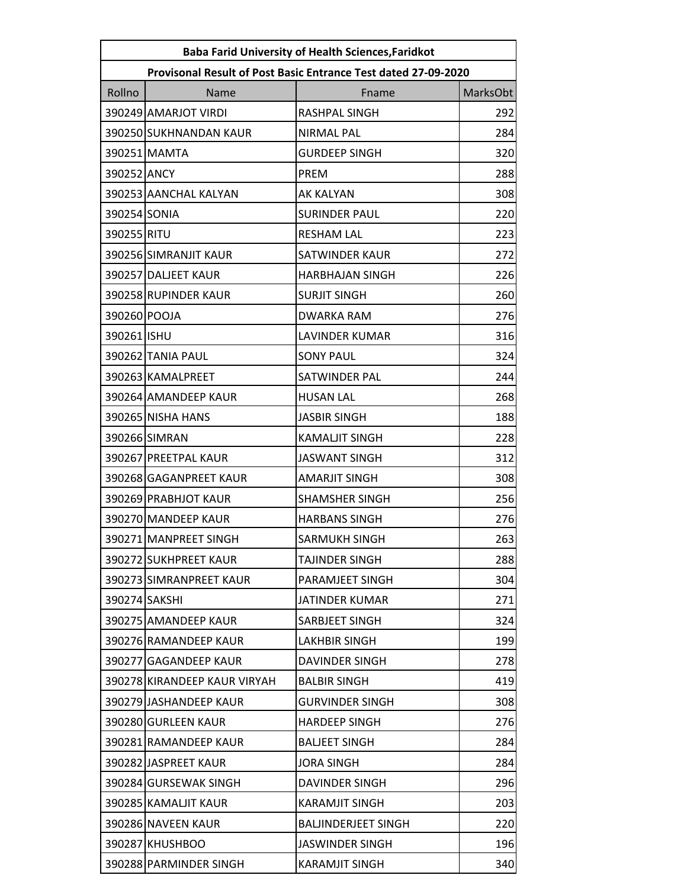| Baba Farid University of Health Sciences,Faridkot | | | |
|---|---|---|---|
| Provisonal Result of Post Basic Entrance Test dated 27-09-2020 | | | |
| Rollno | Name | Fname | MarksObt |
| 390249 | AMARJOT VIRDI | RASHPAL SINGH | 292 |
| 390250 | SUKHNANDAN KAUR | NIRMAL PAL | 284 |
| 390251 | MAMTA | GURDEEP SINGH | 320 |
| 390252 | ANCY | PREM | 288 |
| 390253 | AANCHAL KALYAN | AK KALYAN | 308 |
| 390254 | SONIA | SURINDER PAUL | 220 |
| 390255 | RITU | RESHAM LAL | 223 |
| 390256 | SIMRANJIT KAUR | SATWINDER KAUR | 272 |
| 390257 | DALJEET KAUR | HARBHAJAN SINGH | 226 |
| 390258 | RUPINDER KAUR | SURJIT SINGH | 260 |
| 390260 | POOJA | DWARKA RAM | 276 |
| 390261 | ISHU | LAVINDER KUMAR | 316 |
| 390262 | TANIA PAUL | SONY PAUL | 324 |
| 390263 | KAMALPREET | SATWINDER PAL | 244 |
| 390264 | AMANDEEP KAUR | HUSAN LAL | 268 |
| 390265 | NISHA HANS | JASBIR SINGH | 188 |
| 390266 | SIMRAN | KAMALJIT SINGH | 228 |
| 390267 | PREETPAL KAUR | JASWANT SINGH | 312 |
| 390268 | GAGANPREET KAUR | AMARJIT SINGH | 308 |
| 390269 | PRABHJOT KAUR | SHAMSHER SINGH | 256 |
| 390270 | MANDEEP KAUR | HARBANS SINGH | 276 |
| 390271 | MANPREET SINGH | SARMUKH SINGH | 263 |
| 390272 | SUKHPREET KAUR | TAJINDER SINGH | 288 |
| 390273 | SIMRANPREET KAUR | PARAMJEET SINGH | 304 |
| 390274 | SAKSHI | JATINDER KUMAR | 271 |
| 390275 | AMANDEEP KAUR | SARBJEET SINGH | 324 |
| 390276 | RAMANDEEP KAUR | LAKHBIR SINGH | 199 |
| 390277 | GAGANDEEP KAUR | DAVINDER SINGH | 278 |
| 390278 | KIRANDEEP KAUR VIRYAH | BALBIR SINGH | 419 |
| 390279 | JASHANDEEP KAUR | GURVINDER SINGH | 308 |
| 390280 | GURLEEN KAUR | HARDEEP SINGH | 276 |
| 390281 | RAMANDEEP KAUR | BALJEET SINGH | 284 |
| 390282 | JASPREET KAUR | JORA SINGH | 284 |
| 390284 | GURSEWAK SINGH | DAVINDER SINGH | 296 |
| 390285 | KAMALJIT KAUR | KARAMJIT SINGH | 203 |
| 390286 | NAVEEN KAUR | BALJINDERJEET SINGH | 220 |
| 390287 | KHUSHBOO | JASWINDER SINGH | 196 |
| 390288 | PARMINDER SINGH | KARAMJIT SINGH | 340 |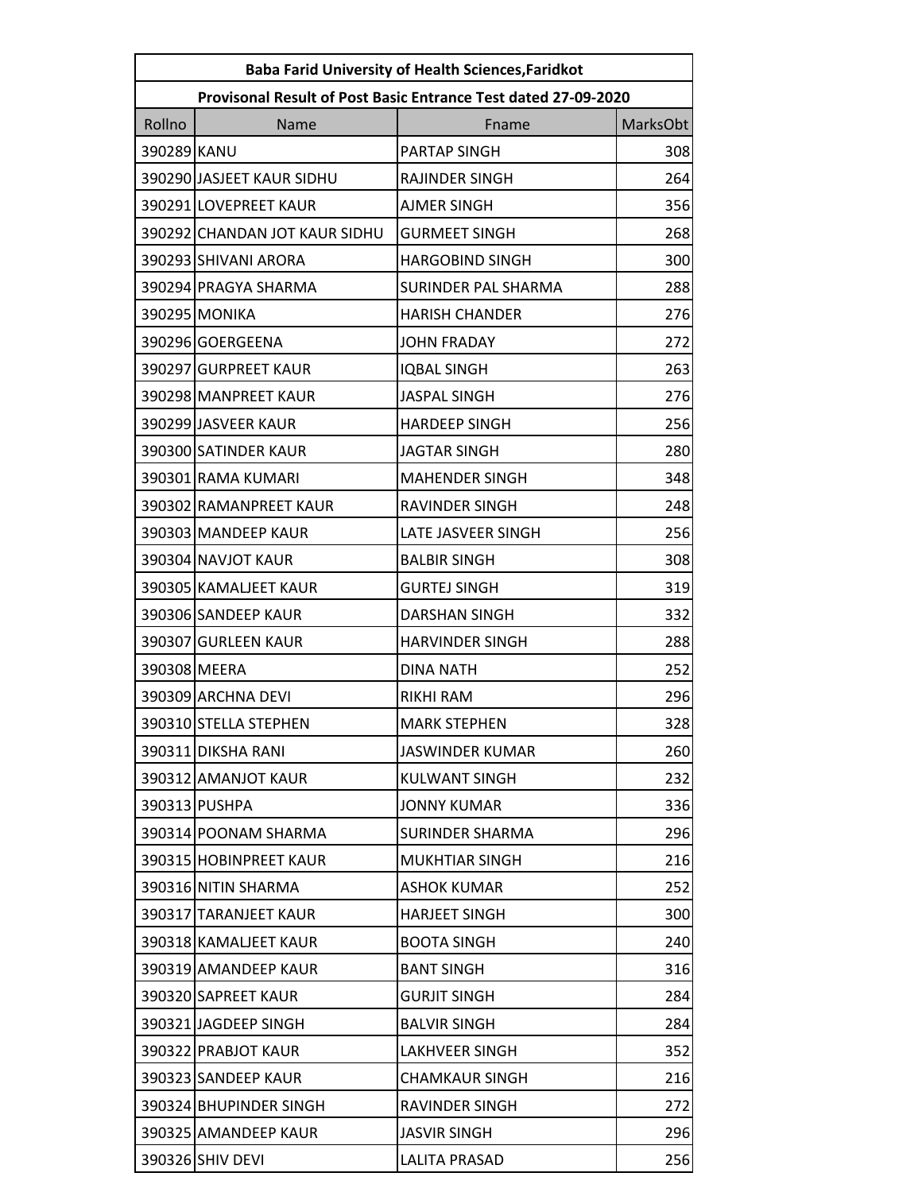| Baba Farid University of Health Sciences,Faridkot | | | |
|---|---|---|---|
| Provisonal Result of Post Basic Entrance Test dated 27-09-2020 | | | |
| Rollno | Name | Fname | MarksObt |
| 390289 | KANU | PARTAP SINGH | 308 |
| 390290 | JASJEET KAUR SIDHU | RAJINDER SINGH | 264 |
| 390291 | LOVEPREET KAUR | AJMER SINGH | 356 |
| 390292 | CHANDAN JOT KAUR SIDHU | GURMEET SINGH | 268 |
| 390293 | SHIVANI ARORA | HARGOBIND SINGH | 300 |
| 390294 | PRAGYA SHARMA | SURINDER PAL SHARMA | 288 |
| 390295 | MONIKA | HARISH CHANDER | 276 |
| 390296 | GOERGEENA | JOHN FRADAY | 272 |
| 390297 | GURPREET KAUR | IQBAL SINGH | 263 |
| 390298 | MANPREET KAUR | JASPAL SINGH | 276 |
| 390299 | JASVEER KAUR | HARDEEP SINGH | 256 |
| 390300 | SATINDER KAUR | JAGTAR SINGH | 280 |
| 390301 | RAMA KUMARI | MAHENDER SINGH | 348 |
| 390302 | RAMANPREET KAUR | RAVINDER SINGH | 248 |
| 390303 | MANDEEP KAUR | LATE JASVEER SINGH | 256 |
| 390304 | NAVJOT KAUR | BALBIR SINGH | 308 |
| 390305 | KAMALJEET KAUR | GURTEJ SINGH | 319 |
| 390306 | SANDEEP KAUR | DARSHAN SINGH | 332 |
| 390307 | GURLEEN KAUR | HARVINDER SINGH | 288 |
| 390308 | MEERA | DINA NATH | 252 |
| 390309 | ARCHNA DEVI | RIKHI RAM | 296 |
| 390310 | STELLA STEPHEN | MARK STEPHEN | 328 |
| 390311 | DIKSHA RANI | JASWINDER KUMAR | 260 |
| 390312 | AMANJOT KAUR | KULWANT SINGH | 232 |
| 390313 | PUSHPA | JONNY KUMAR | 336 |
| 390314 | POONAM SHARMA | SURINDER SHARMA | 296 |
| 390315 | HOBINPREET KAUR | MUKHTIAR SINGH | 216 |
| 390316 | NITIN SHARMA | ASHOK KUMAR | 252 |
| 390317 | TARANJEET KAUR | HARJEET SINGH | 300 |
| 390318 | KAMALJEET KAUR | BOOTA SINGH | 240 |
| 390319 | AMANDEEP KAUR | BANT SINGH | 316 |
| 390320 | SAPREET KAUR | GURJIT SINGH | 284 |
| 390321 | JAGDEEP SINGH | BALVIR SINGH | 284 |
| 390322 | PRABJOT KAUR | LAKHVEER SINGH | 352 |
| 390323 | SANDEEP KAUR | CHAMKAUR SINGH | 216 |
| 390324 | BHUPINDER SINGH | RAVINDER SINGH | 272 |
| 390325 | AMANDEEP KAUR | JASVIR SINGH | 296 |
| 390326 | SHIV DEVI | LALITA PRASAD | 256 |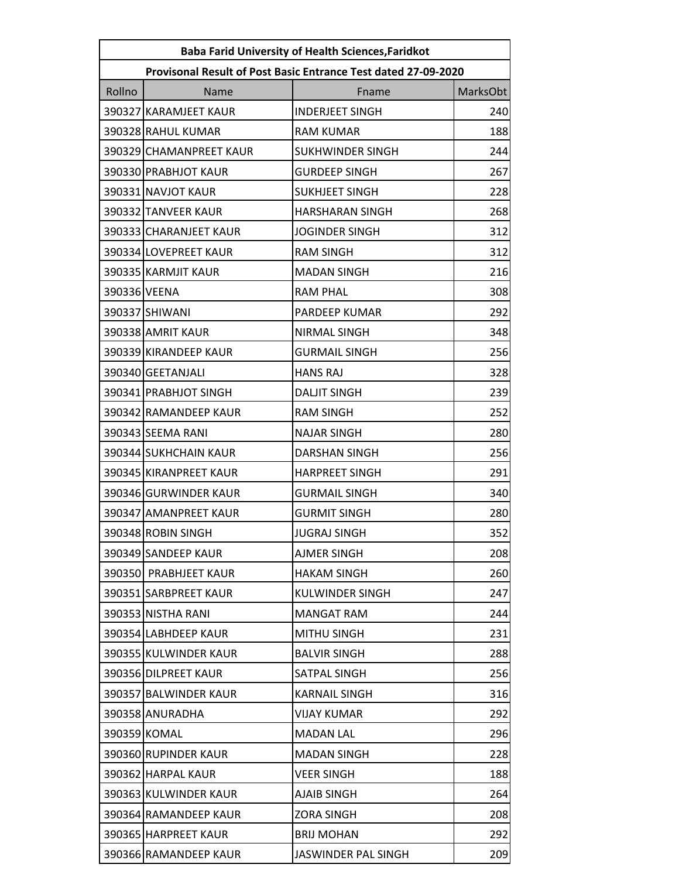| Baba Farid University of Health Sciences,Faridkot | | | |
|---|---|---|---|
| Provisonal Result of Post Basic Entrance Test dated 27-09-2020 | | | |
| Rollno | Name | Fname | MarksObt |
| 390327 | KARAMJEET KAUR | INDERJEET SINGH | 240 |
| 390328 | RAHUL KUMAR | RAM KUMAR | 188 |
| 390329 | CHAMANPREET KAUR | SUKHWINDER SINGH | 244 |
| 390330 | PRABHJOT KAUR | GURDEEP SINGH | 267 |
| 390331 | NAVJOT KAUR | SUKHJEET SINGH | 228 |
| 390332 | TANVEER KAUR | HARSHARAN SINGH | 268 |
| 390333 | CHARANJEET KAUR | JOGINDER SINGH | 312 |
| 390334 | LOVEPREET KAUR | RAM SINGH | 312 |
| 390335 | KARMJIT KAUR | MADAN SINGH | 216 |
| 390336 | VEENA | RAM PHAL | 308 |
| 390337 | SHIWANI | PARDEEP KUMAR | 292 |
| 390338 | AMRIT KAUR | NIRMAL SINGH | 348 |
| 390339 | KIRANDEEP KAUR | GURMAIL SINGH | 256 |
| 390340 | GEETANJALI | HANS RAJ | 328 |
| 390341 | PRABHJOT SINGH | DALJIT SINGH | 239 |
| 390342 | RAMANDEEP KAUR | RAM SINGH | 252 |
| 390343 | SEEMA RANI | NAJAR SINGH | 280 |
| 390344 | SUKHCHAIN KAUR | DARSHAN SINGH | 256 |
| 390345 | KIRANPREET KAUR | HARPREET SINGH | 291 |
| 390346 | GURWINDER KAUR | GURMAIL SINGH | 340 |
| 390347 | AMANPREET KAUR | GURMIT SINGH | 280 |
| 390348 | ROBIN SINGH | JUGRAJ SINGH | 352 |
| 390349 | SANDEEP KAUR | AJMER SINGH | 208 |
| 390350 | PRABHJEET KAUR | HAKAM SINGH | 260 |
| 390351 | SARBPREET KAUR | KULWINDER SINGH | 247 |
| 390353 | NISTHA RANI | MANGAT RAM | 244 |
| 390354 | LABHDEEP KAUR | MITHU SINGH | 231 |
| 390355 | KULWINDER KAUR | BALVIR SINGH | 288 |
| 390356 | DILPREET KAUR | SATPAL SINGH | 256 |
| 390357 | BALWINDER KAUR | KARNAIL SINGH | 316 |
| 390358 | ANURADHA | VIJAY KUMAR | 292 |
| 390359 | KOMAL | MADAN LAL | 296 |
| 390360 | RUPINDER KAUR | MADAN SINGH | 228 |
| 390362 | HARPAL KAUR | VEER SINGH | 188 |
| 390363 | KULWINDER KAUR | AJAIB SINGH | 264 |
| 390364 | RAMANDEEP KAUR | ZORA SINGH | 208 |
| 390365 | HARPREET KAUR | BRIJ MOHAN | 292 |
| 390366 | RAMANDEEP KAUR | JASWINDER PAL SINGH | 209 |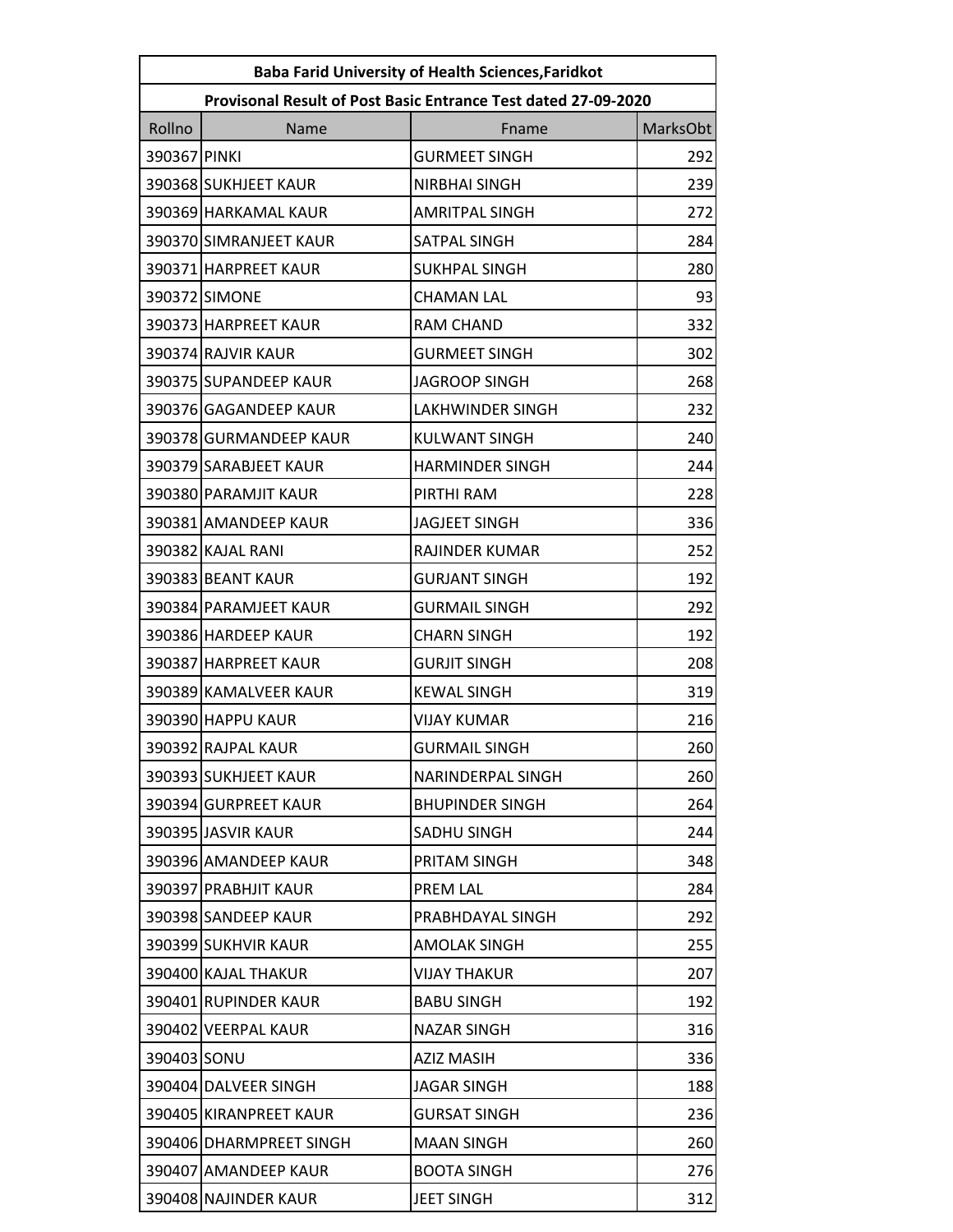| Baba Farid University of Health Sciences,Faridkot | | | |
|---|---|---|---|
| Provisonal Result of Post Basic Entrance Test dated 27-09-2020 | | | |
| Rollno | Name | Fname | MarksObt |
| 390367 | PINKI | GURMEET SINGH | 292 |
| 390368 | SUKHJEET KAUR | NIRBHAI SINGH | 239 |
| 390369 | HARKAMAL KAUR | AMRITPAL SINGH | 272 |
| 390370 | SIMRANJEET KAUR | SATPAL SINGH | 284 |
| 390371 | HARPREET KAUR | SUKHPAL SINGH | 280 |
| 390372 | SIMONE | CHAMAN LAL | 93 |
| 390373 | HARPREET KAUR | RAM CHAND | 332 |
| 390374 | RAJVIR KAUR | GURMEET SINGH | 302 |
| 390375 | SUPANDEEP KAUR | JAGROOP SINGH | 268 |
| 390376 | GAGANDEEP KAUR | LAKHWINDER SINGH | 232 |
| 390378 | GURMANDEEP KAUR | KULWANT SINGH | 240 |
| 390379 | SARABJEET KAUR | HARMINDER SINGH | 244 |
| 390380 | PARAMJIT KAUR | PIRTHI RAM | 228 |
| 390381 | AMANDEEP KAUR | JAGJEET SINGH | 336 |
| 390382 | KAJAL RANI | RAJINDER KUMAR | 252 |
| 390383 | BEANT KAUR | GURJANT SINGH | 192 |
| 390384 | PARAMJEET KAUR | GURMAIL SINGH | 292 |
| 390386 | HARDEEP KAUR | CHARN SINGH | 192 |
| 390387 | HARPREET KAUR | GURJIT SINGH | 208 |
| 390389 | KAMALVEER KAUR | KEWAL SINGH | 319 |
| 390390 | HAPPU KAUR | VIJAY KUMAR | 216 |
| 390392 | RAJPAL KAUR | GURMAIL SINGH | 260 |
| 390393 | SUKHJEET KAUR | NARINDERPAL SINGH | 260 |
| 390394 | GURPREET KAUR | BHUPINDER SINGH | 264 |
| 390395 | JASVIR KAUR | SADHU SINGH | 244 |
| 390396 | AMANDEEP KAUR | PRITAM SINGH | 348 |
| 390397 | PRABHJIT KAUR | PREM LAL | 284 |
| 390398 | SANDEEP KAUR | PRABHDAYAL SINGH | 292 |
| 390399 | SUKHVIR KAUR | AMOLAK SINGH | 255 |
| 390400 | KAJAL THAKUR | VIJAY THAKUR | 207 |
| 390401 | RUPINDER KAUR | BABU SINGH | 192 |
| 390402 | VEERPAL KAUR | NAZAR SINGH | 316 |
| 390403 | SONU | AZIZ MASIH | 336 |
| 390404 | DALVEER SINGH | JAGAR SINGH | 188 |
| 390405 | KIRANPREET KAUR | GURSAT SINGH | 236 |
| 390406 | DHARMPREET SINGH | MAAN SINGH | 260 |
| 390407 | AMANDEEP KAUR | BOOTA SINGH | 276 |
| 390408 | NAJINDER KAUR | JEET SINGH | 312 |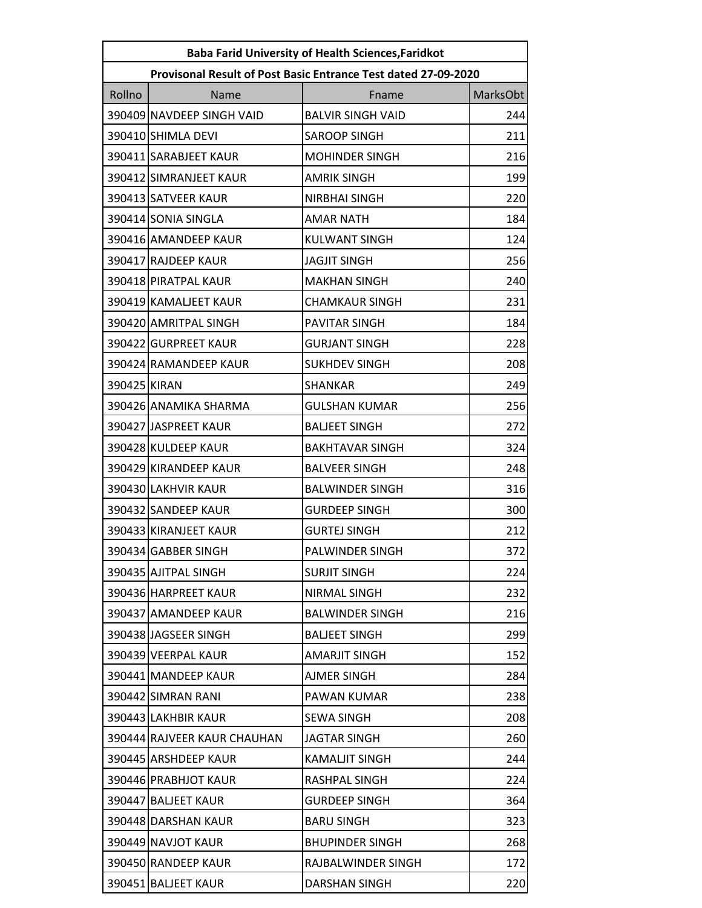| Baba Farid University of Health Sciences,Faridkot | | | |
|---|---|---|---|
| Provisonal Result of Post Basic Entrance Test dated 27-09-2020 | | | |
| Rollno | Name | Fname | MarksObt |
| 390409 | NAVDEEP SINGH VAID | BALVIR SINGH VAID | 244 |
| 390410 | SHIMLA DEVI | SAROOP SINGH | 211 |
| 390411 | SARABJEET KAUR | MOHINDER SINGH | 216 |
| 390412 | SIMRANJEET KAUR | AMRIK SINGH | 199 |
| 390413 | SATVEER KAUR | NIRBHAI SINGH | 220 |
| 390414 | SONIA SINGLA | AMAR NATH | 184 |
| 390416 | AMANDEEP KAUR | KULWANT SINGH | 124 |
| 390417 | RAJDEEP KAUR | JAGJIT SINGH | 256 |
| 390418 | PIRATPAL KAUR | MAKHAN SINGH | 240 |
| 390419 | KAMALJEET KAUR | CHAMKAUR SINGH | 231 |
| 390420 | AMRITPAL SINGH | PAVITAR SINGH | 184 |
| 390422 | GURPREET KAUR | GURJANT SINGH | 228 |
| 390424 | RAMANDEEP KAUR | SUKHDEV SINGH | 208 |
| 390425 | KIRAN | SHANKAR | 249 |
| 390426 | ANAMIKA SHARMA | GULSHAN KUMAR | 256 |
| 390427 | JASPREET KAUR | BALJEET SINGH | 272 |
| 390428 | KULDEEP KAUR | BAKHTAVAR SINGH | 324 |
| 390429 | KIRANDEEP KAUR | BALVEER SINGH | 248 |
| 390430 | LAKHVIR KAUR | BALWINDER SINGH | 316 |
| 390432 | SANDEEP KAUR | GURDEEP SINGH | 300 |
| 390433 | KIRANJEET KAUR | GURTEJ SINGH | 212 |
| 390434 | GABBER SINGH | PALWINDER SINGH | 372 |
| 390435 | AJITPAL SINGH | SURJIT SINGH | 224 |
| 390436 | HARPREET KAUR | NIRMAL SINGH | 232 |
| 390437 | AMANDEEP KAUR | BALWINDER SINGH | 216 |
| 390438 | JAGSEER SINGH | BALJEET SINGH | 299 |
| 390439 | VEERPAL KAUR | AMARJIT SINGH | 152 |
| 390441 | MANDEEP KAUR | AJMER SINGH | 284 |
| 390442 | SIMRAN RANI | PAWAN KUMAR | 238 |
| 390443 | LAKHBIR KAUR | SEWA SINGH | 208 |
| 390444 | RAJVEER KAUR CHAUHAN | JAGTAR SINGH | 260 |
| 390445 | ARSHDEEP KAUR | KAMALJIT SINGH | 244 |
| 390446 | PRABHJOT KAUR | RASHPAL SINGH | 224 |
| 390447 | BALJEET KAUR | GURDEEP SINGH | 364 |
| 390448 | DARSHAN KAUR | BARU SINGH | 323 |
| 390449 | NAVJOT KAUR | BHUPINDER SINGH | 268 |
| 390450 | RANDEEP KAUR | RAJBALWINDER SINGH | 172 |
| 390451 | BALJEET KAUR | DARSHAN SINGH | 220 |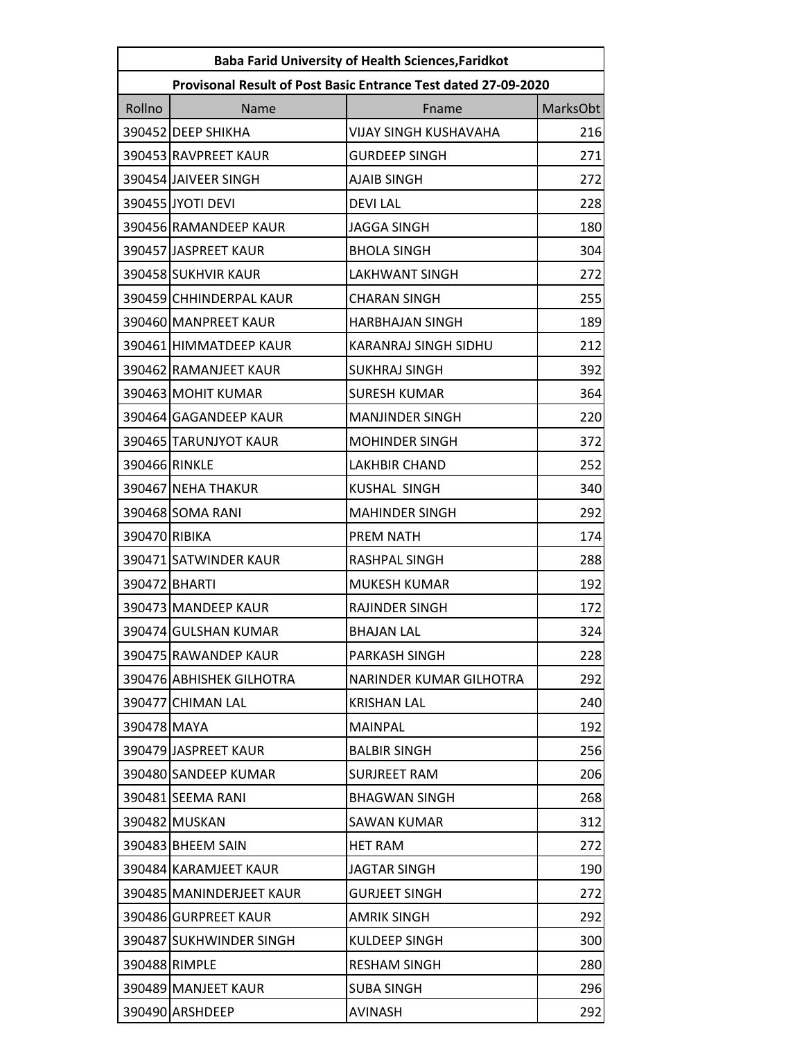| Baba Farid University of Health Sciences,Faridkot | | | |
|---|---|---|---|
| Provisonal Result of Post Basic Entrance Test dated 27-09-2020 | | | |
| Rollno | Name | Fname | MarksObt |
| 390452 | DEEP SHIKHA | VIJAY SINGH KUSHAVAHA | 216 |
| 390453 | RAVPREET KAUR | GURDEEP SINGH | 271 |
| 390454 | JAIVEER SINGH | AJAIB SINGH | 272 |
| 390455 | JYOTI DEVI | DEVI LAL | 228 |
| 390456 | RAMANDEEP KAUR | JAGGA SINGH | 180 |
| 390457 | JASPREET KAUR | BHOLA SINGH | 304 |
| 390458 | SUKHVIR KAUR | LAKHWANT SINGH | 272 |
| 390459 | CHHINDERPAL KAUR | CHARAN SINGH | 255 |
| 390460 | MANPREET KAUR | HARBHAJAN SINGH | 189 |
| 390461 | HIMMATDEEP KAUR | KARANRAJ SINGH SIDHU | 212 |
| 390462 | RAMANJEET KAUR | SUKHRAJ SINGH | 392 |
| 390463 | MOHIT KUMAR | SURESH KUMAR | 364 |
| 390464 | GAGANDEEP KAUR | MANJINDER SINGH | 220 |
| 390465 | TARUNJYOT KAUR | MOHINDER SINGH | 372 |
| 390466 | RINKLE | LAKHBIR CHAND | 252 |
| 390467 | NEHA THAKUR | KUSHAL SINGH | 340 |
| 390468 | SOMA RANI | MAHINDER SINGH | 292 |
| 390470 | RIBIKA | PREM NATH | 174 |
| 390471 | SATWINDER KAUR | RASHPAL SINGH | 288 |
| 390472 | BHARTI | MUKESH KUMAR | 192 |
| 390473 | MANDEEP KAUR | RAJINDER SINGH | 172 |
| 390474 | GULSHAN KUMAR | BHAJAN LAL | 324 |
| 390475 | RAWANDEP KAUR | PARKASH SINGH | 228 |
| 390476 | ABHISHEK GILHOTRA | NARINDER KUMAR GILHOTRA | 292 |
| 390477 | CHIMAN LAL | KRISHAN LAL | 240 |
| 390478 | MAYA | MAINPAL | 192 |
| 390479 | JASPREET KAUR | BALBIR SINGH | 256 |
| 390480 | SANDEEP KUMAR | SURJREET RAM | 206 |
| 390481 | SEEMA RANI | BHAGWAN SINGH | 268 |
| 390482 | MUSKAN | SAWAN KUMAR | 312 |
| 390483 | BHEEM SAIN | HET RAM | 272 |
| 390484 | KARAMJEET KAUR | JAGTAR SINGH | 190 |
| 390485 | MANINDERJEET KAUR | GURJEET SINGH | 272 |
| 390486 | GURPREET KAUR | AMRIK SINGH | 292 |
| 390487 | SUKHWINDER SINGH | KULDEEP SINGH | 300 |
| 390488 | RIMPLE | RESHAM SINGH | 280 |
| 390489 | MANJEET KAUR | SUBA SINGH | 296 |
| 390490 | ARSHDEEP | AVINASH | 292 |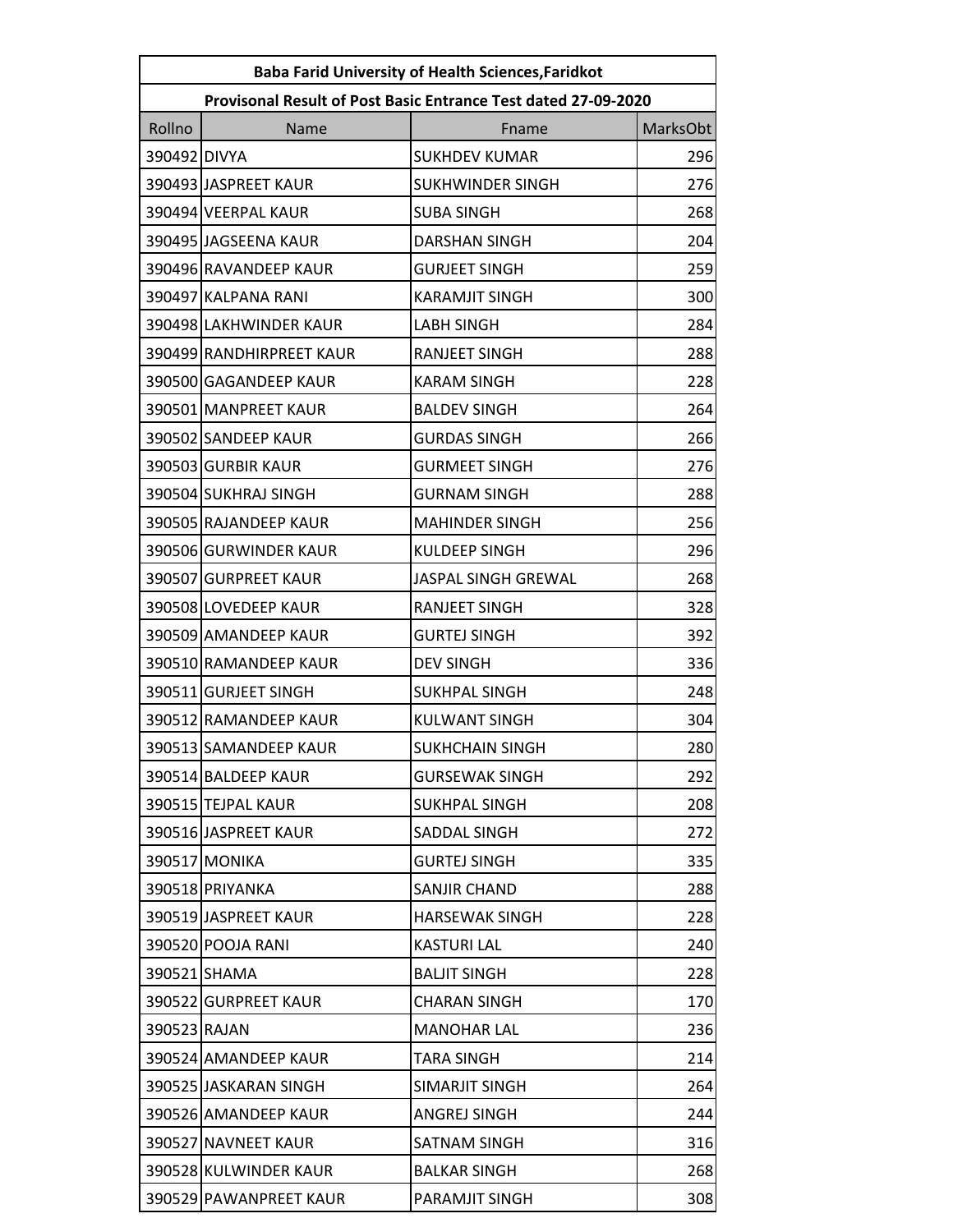| Baba Farid University of Health Sciences,Faridkot | | | |
|---|---|---|---|
| Provisonal Result of Post Basic Entrance Test dated 27-09-2020 | | | |
| Rollno | Name | Fname | MarksObt |
| 390492 | DIVYA | SUKHDEV KUMAR | 296 |
| 390493 | JASPREET KAUR | SUKHWINDER SINGH | 276 |
| 390494 | VEERPAL KAUR | SUBA SINGH | 268 |
| 390495 | JAGSEENA KAUR | DARSHAN SINGH | 204 |
| 390496 | RAVANDEEP KAUR | GURJEET SINGH | 259 |
| 390497 | KALPANA RANI | KARAMJIT SINGH | 300 |
| 390498 | LAKHWINDER KAUR | LABH SINGH | 284 |
| 390499 | RANDHIRPREET KAUR | RANJEET SINGH | 288 |
| 390500 | GAGANDEEP KAUR | KARAM SINGH | 228 |
| 390501 | MANPREET KAUR | BALDEV SINGH | 264 |
| 390502 | SANDEEP KAUR | GURDAS SINGH | 266 |
| 390503 | GURBIR KAUR | GURMEET SINGH | 276 |
| 390504 | SUKHRAJ SINGH | GURNAM SINGH | 288 |
| 390505 | RAJANDEEP KAUR | MAHINDER SINGH | 256 |
| 390506 | GURWINDER KAUR | KULDEEP SINGH | 296 |
| 390507 | GURPREET KAUR | JASPAL SINGH GREWAL | 268 |
| 390508 | LOVEDEEP KAUR | RANJEET SINGH | 328 |
| 390509 | AMANDEEP KAUR | GURTEJ SINGH | 392 |
| 390510 | RAMANDEEP KAUR | DEV SINGH | 336 |
| 390511 | GURJEET SINGH | SUKHPAL SINGH | 248 |
| 390512 | RAMANDEEP KAUR | KULWANT SINGH | 304 |
| 390513 | SAMANDEEP KAUR | SUKHCHAIN SINGH | 280 |
| 390514 | BALDEEP KAUR | GURSEWAK SINGH | 292 |
| 390515 | TEJPAL KAUR | SUKHPAL SINGH | 208 |
| 390516 | JASPREET KAUR | SADDAL SINGH | 272 |
| 390517 | MONIKA | GURTEJ SINGH | 335 |
| 390518 | PRIYANKA | SANJIR CHAND | 288 |
| 390519 | JASPREET KAUR | HARSEWAK SINGH | 228 |
| 390520 | POOJA RANI | KASTURI LAL | 240 |
| 390521 | SHAMA | BALJIT SINGH | 228 |
| 390522 | GURPREET KAUR | CHARAN SINGH | 170 |
| 390523 | RAJAN | MANOHAR LAL | 236 |
| 390524 | AMANDEEP KAUR | TARA SINGH | 214 |
| 390525 | JASKARAN SINGH | SIMARJIT SINGH | 264 |
| 390526 | AMANDEEP KAUR | ANGREJ SINGH | 244 |
| 390527 | NAVNEET KAUR | SATNAM SINGH | 316 |
| 390528 | KULWINDER KAUR | BALKAR SINGH | 268 |
| 390529 | PAWANPREET KAUR | PARAMJIT SINGH | 308 |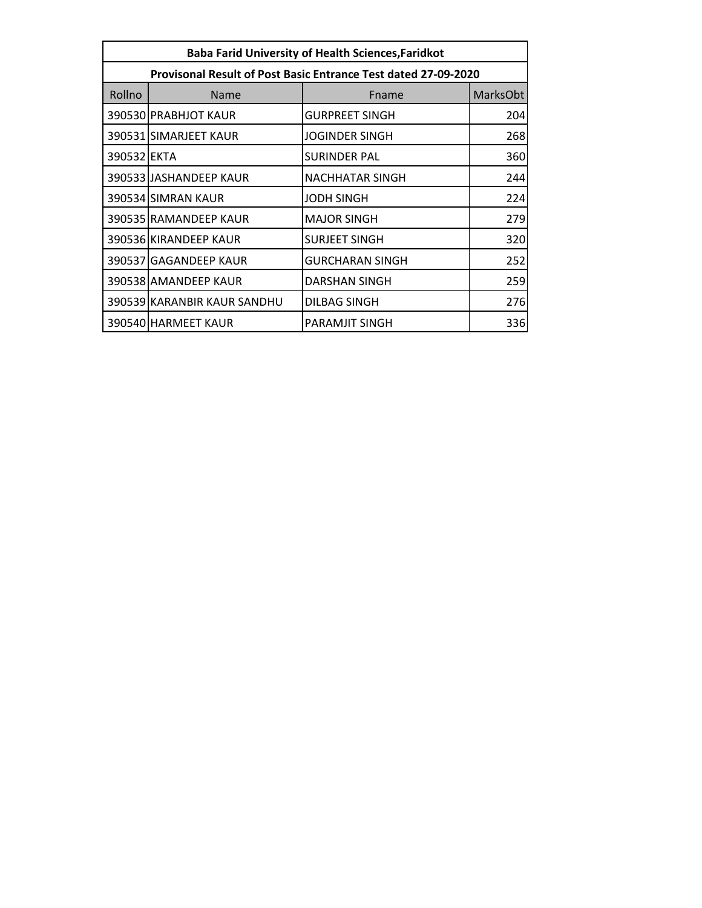| Baba Farid University of Health Sciences,Faridkot | | | |
|---|---|---|---|
| Provisonal Result of Post Basic Entrance Test dated 27-09-2020 | | | |
| Rollno | Name | Fname | MarksObt |
| 390530 | PRABHJOT KAUR | GURPREET SINGH | 204 |
| 390531 | SIMARJEET KAUR | JOGINDER SINGH | 268 |
| 390532 | EKTA | SURINDER PAL | 360 |
| 390533 | JASHANDEEP KAUR | NACHHATAR SINGH | 244 |
| 390534 | SIMRAN KAUR | JODH SINGH | 224 |
| 390535 | RAMANDEEP KAUR | MAJOR SINGH | 279 |
| 390536 | KIRANDEEP KAUR | SURJEET SINGH | 320 |
| 390537 | GAGANDEEP KAUR | GURCHARAN SINGH | 252 |
| 390538 | AMANDEEP KAUR | DARSHAN SINGH | 259 |
| 390539 | KARANBIR KAUR SANDHU | DILBAG SINGH | 276 |
| 390540 | HARMEET KAUR | PARAMJIT SINGH | 336 |